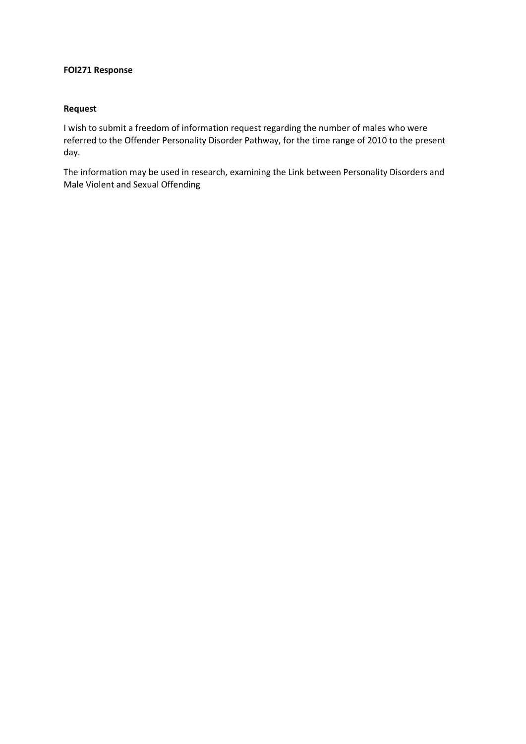**FOI271 Response**

**Request**

I wish to submit a freedom of information request regarding the number of males who were referred to the Offender Personality Disorder Pathway, for the time range of 2010 to the present day.

The information may be used in research, examining the Link between Personality Disorders and Male Violent and Sexual Offending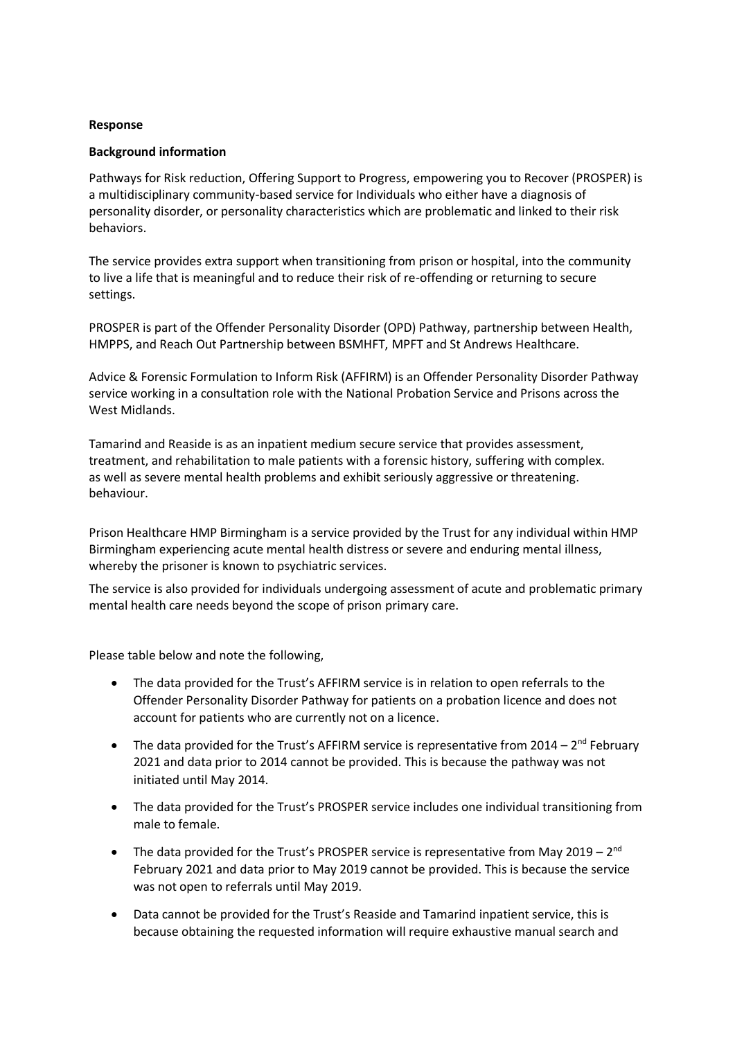**Response**

**Background information**

Pathways for Risk reduction, Offering Support to Progress, empowering you to Recover (PROSPER) is a multidisciplinary community-based service for Individuals who either have a diagnosis of personality disorder, or personality characteristics which are problematic and linked to their risk behaviors.

The service provides extra support when transitioning from prison or hospital, into the community to live a life that is meaningful and to reduce their risk of re-offending or returning to secure settings.

PROSPER is part of the Offender Personality Disorder (OPD) Pathway, partnership between Health, HMPPS, and Reach Out Partnership between BSMHFT, MPFT and St Andrews Healthcare.

Advice & Forensic Formulation to Inform Risk (AFFIRM) is an Offender Personality Disorder Pathway service working in a consultation role with the National Probation Service and Prisons across the West Midlands.

Tamarind and Reaside is as an inpatient medium secure service that provides assessment, treatment, and rehabilitation to male patients with a forensic history, suffering with complex. as well as severe mental health problems and exhibit seriously aggressive or threatening. behaviour.

Prison Healthcare HMP Birmingham is a service provided by the Trust for any individual within HMP Birmingham experiencing acute mental health distress or severe and enduring mental illness, whereby the prisoner is known to psychiatric services.

The service is also provided for individuals undergoing assessment of acute and problematic primary mental health care needs beyond the scope of prison primary care.

Please table below and note the following,

- The data provided for the Trust's AFFIRM service is in relation to open referrals to the Offender Personality Disorder Pathway for patients on a probation licence and does not account for patients who are currently not on a licence.
- The data provided for the Trust's AFFIRM service is representative from 2014 – 2nd February 2021 and data prior to 2014 cannot be provided. This is because the pathway was not initiated until May 2014.
- The data provided for the Trust's PROSPER service includes one individual transitioning from male to female.
- The data provided for the Trust's PROSPER service is representative from May 2019 – 2nd February 2021 and data prior to May 2019 cannot be provided. This is because the service was not open to referrals until May 2019.
- Data cannot be provided for the Trust's Reaside and Tamarind inpatient service, this is because obtaining the requested information will require exhaustive manual search and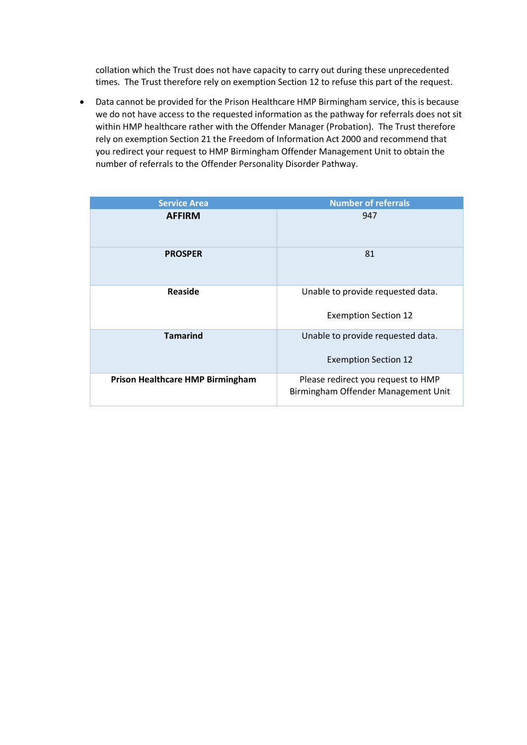collation which the Trust does not have capacity to carry out during these unprecedented times. The Trust therefore rely on exemption Section 12 to refuse this part of the request.

- Data cannot be provided for the Prison Healthcare HMP Birmingham service, this is because we do not have access to the requested information as the pathway for referrals does not sit within HMP healthcare rather with the Offender Manager (Probation). The Trust therefore rely on exemption Section 21 the Freedom of Information Act 2000 and recommend that you redirect your request to HMP Birmingham Offender Management Unit to obtain the number of referrals to the Offender Personality Disorder Pathway.

| Service Area | Number of referrals |
|---|---|
| **AFFIRM** | 947 |
| **PROSPER** | 81 |
| **Reaside** | Unable to provide requested data.<br><br>Exemption Section 12 |
| **Tamarind** | Unable to provide requested data.<br><br>Exemption Section 12 |
| **Prison Healthcare HMP Birmingham** | Please redirect you request to HMP Birmingham Offender Management Unit |